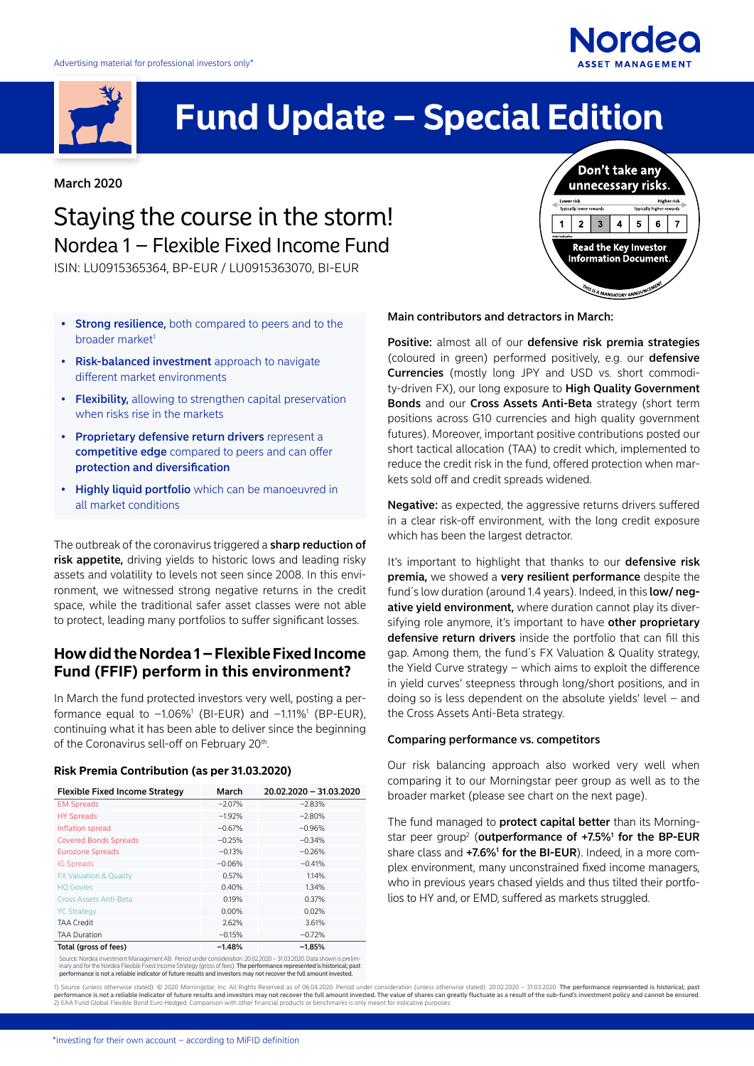Advertising material for professional investors only*

# Fund Update – Special Edition

**March 2020**

## Staying the course in the storm!

### Nordea 1 – Flexible Fixed Income Fund

ISIN: LU0915365364, BP-EUR / LU0915363070, BI-EUR

Don't take any unnecessary risks. Read the Key Investor Information Document. This is a mandatory announcement.

- **Strong resilience,** both compared to peers and to the broader market[1]
- **Risk-balanced investment** approach to navigate different market environments
- **Flexibility,** allowing to strengthen capital preservation when risks rise in the markets
- **Proprietary defensive return drivers** represent a **competitive edge** compared to peers and can offer **protection and diversification**
- **Highly liquid portfolio** which can be manoeuvred in all market conditions

The outbreak of the coronavirus triggered a **sharp reduction of risk appetite,** driving yields to historic lows and leading risky assets and volatility to levels not seen since 2008. In this environment, we witnessed strong negative returns in the credit space, while the traditional safer asset classes were not able to protect, leading many portfolios to suffer significant losses.

## How did the Nordea 1 – Flexible Fixed Income Fund (FFIF) perform in this environment?

In March the fund protected investors very well, posting a performance equal to –1.06%[1] (BI-EUR) and –1.11%[1] (BP-EUR), continuing what it has been able to deliver since the beginning of the Coronavirus sell-off on February 20th.

**Risk Premia Contribution (as per 31.03.2020)**

| Flexible Fixed Income Strategy | March | 20.02.2020 – 31.03.2020 |
|---|---|---|
| EM Spreads | –2.07% | –2.83% |
| HY Spreads | –1.92% | –2.80% |
| Inflation spread | –0.67% | –0.96% |
| Covered Bonds Spreads | –0.25% | –0.34% |
| Eurozone Spreads | –0.13% | –0.26% |
| IG Spreads | –0.06% | –0.41% |
| FX Valuation & Quality | 0.57% | 1.14% |
| HQ Govies | 0.40% | 1.34% |
| Cross Assets Anti-Beta | 0.19% | 0.37% |
| YC Strategy | 0.00% | 0.02% |
| TAA Credit | 2.62% | 3.61% |
| TAA Duration | –0.15% | –0.72% |
| **Total (gross of fees)** | **–1.48%** | **–1.85%** |

Source: Nordea Investment Management AB. Period under consideration: 20.02.2020 – 31.03.2020. Data shown is preliminary and for the Nordea Flexible Fixed Income Strategy (gross of fees). **The performance represented is historical; past performance is not a reliable indicator of future results and investors may not recover the full amount invested.**

**Main contributors and detractors in March:**

**Positive:** almost all of our **defensive risk premia strategies** (coloured in green) performed positively, e.g. our **defensive Currencies** (mostly long JPY and USD vs. short commodity-driven FX), our long exposure to **High Quality Government Bonds** and our **Cross Assets Anti-Beta** strategy (short term positions across G10 currencies and high quality government futures). Moreover, important positive contributions posted our short tactical allocation (TAA) to credit which, implemented to reduce the credit risk in the fund, offered protection when markets sold off and credit spreads widened.

**Negative:** as expected, the aggressive returns drivers suffered in a clear risk-off environment, with the long credit exposure which has been the largest detractor.

It's important to highlight that thanks to our **defensive risk premia,** we showed a **very resilient performance** despite the fund´s low duration (around 1.4 years). Indeed, in this **low/ negative yield environment,** where duration cannot play its diversifying role anymore, it's important to have **other proprietary defensive return drivers** inside the portfolio that can fill this gap. Among them, the fund´s FX Valuation & Quality strategy, the Yield Curve strategy – which aims to exploit the difference in yield curves' steepness through long/short positions, and in doing so is less dependent on the absolute yields' level – and the Cross Assets Anti-Beta strategy.

**Comparing performance vs. competitors**

Our risk balancing approach also worked very well when comparing it to our Morningstar peer group as well as to the broader market (please see chart on the next page).

The fund managed to **protect capital better** than its Morningstar peer group[2] (**outperformance of +7.5%[1] for the BP-EUR** share class and **+7.6%[1] for the BI-EUR**). Indeed, in a more complex environment, many unconstrained fixed income managers, who in previous years chased yields and thus tilted their portfolios to HY and, or EMD, suffered as markets struggled.

1) Source (unless otherwise stated): © 2020 Morningstar, Inc. All Rights Reserved as of 06.04.2020. Period under consideration (unless otherwise stated): 20.02.2020 – 31.03.2020. **The performance represented is historical; past performance is not a reliable indicator of future results and investors may not recover the full amount invested. The value of shares can greatly fluctuate as a result of the sub-fund's investment policy and cannot be ensured.**
2) EAA Fund Global Flexible Bond Euro Hedged. Comparison with other financial products or benchmarks is only meant for indicative purposes.

*investing for their own account – according to MiFID definition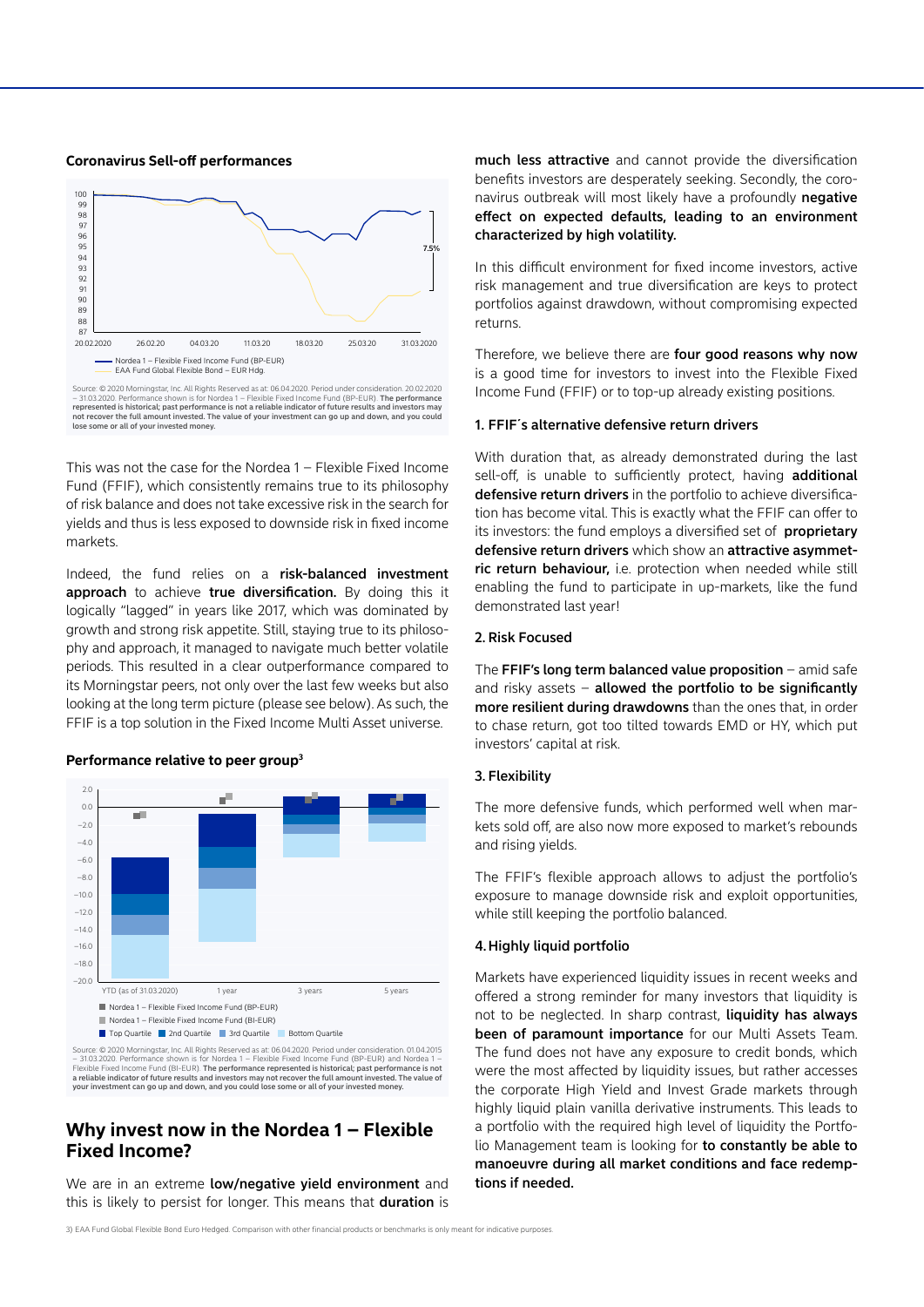**Coronavirus Sell-off performances**

Source: © 2020 Morningstar, Inc. All Rights Reserved as at: 06.04.2020. Period under consideration: 20.02.2020 – 31.03.2020. Performance shown is for Nordea 1 – Flexible Fixed Income Fund (BP-EUR). **The performance represented is historical; past performance is not a reliable indicator of future results and investors may not recover the full amount invested. The value of your investment can go up and down, and you could lose some or all of your invested money.**

This was not the case for the Nordea 1 – Flexible Fixed Income Fund (FFIF), which consistently remains true to its philosophy of risk balance and does not take excessive risk in the search for yields and thus is less exposed to downside risk in fixed income markets.

Indeed, the fund relies on a **risk-balanced investment approach** to achieve **true diversification.** By doing this it logically "lagged" in years like 2017, which was dominated by growth and strong risk appetite. Still, staying true to its philosophy and approach, it managed to navigate much better volatile periods. This resulted in a clear outperformance compared to its Morningstar peers, not only over the last few weeks but also looking at the long term picture (please see below). As such, the FFIF is a top solution in the Fixed Income Multi Asset universe.

**Performance relative to peer group[3]**

Source: © 2020 Morningstar, Inc. All Rights Reserved as at: 06.04.2020. Period under consideration: 01.04.2015 – 31.03.2020. Performance shown is for Nordea 1 – Flexible Fixed Income Fund (BP-EUR) and Nordea 1 – Flexible Fixed Income Fund (BI-EUR). **The performance represented is historical; past performance is not a reliable indicator of future results and investors may not recover the full amount invested. The value of your investment can go up and down, and you could lose some or all of your invested money.**

## Why invest now in the Nordea 1 – Flexible Fixed Income?

We are in an extreme **low/negative yield environment** and this is likely to persist for longer. This means that **duration** is **much less attractive** and cannot provide the diversification benefits investors are desperately seeking. Secondly, the coronavirus outbreak will most likely have a profoundly **negative effect on expected defaults, leading to an environment characterized by high volatility.**

In this difficult environment for fixed income investors, active risk management and true diversification are keys to protect portfolios against drawdown, without compromising expected returns.

Therefore, we believe there are **four good reasons why now** is a good time for investors to invest into the Flexible Fixed Income Fund (FFIF) or to top-up already existing positions.

### 1. FFIF´s alternative defensive return drivers

With duration that, as already demonstrated during the last sell-off, is unable to sufficiently protect, having **additional defensive return drivers** in the portfolio to achieve diversification has become vital. This is exactly what the FFIF can offer to its investors: the fund employs a diversified set of **proprietary defensive return drivers** which show an **attractive asymmetric return behaviour,** i.e. protection when needed while still enabling the fund to participate in up-markets, like the fund demonstrated last year!

### 2. Risk Focused

The **FFIF's long term balanced value proposition** – amid safe and risky assets – **allowed the portfolio to be significantly more resilient during drawdowns** than the ones that, in order to chase return, got too tilted towards EMD or HY, which put investors' capital at risk.

### 3. Flexibility

The more defensive funds, which performed well when markets sold off, are also now more exposed to market's rebounds and rising yields.

The FFIF's flexible approach allows to adjust the portfolio's exposure to manage downside risk and exploit opportunities, while still keeping the portfolio balanced.

### 4. Highly liquid portfolio

Markets have experienced liquidity issues in recent weeks and offered a strong reminder for many investors that liquidity is not to be neglected. In sharp contrast, **liquidity has always been of paramount importance** for our Multi Assets Team. The fund does not have any exposure to credit bonds, which were the most affected by liquidity issues, but rather accesses the corporate High Yield and Invest Grade markets through highly liquid plain vanilla derivative instruments. This leads to a portfolio with the required high level of liquidity the Portfolio Management team is looking for **to constantly be able to manoeuvre during all market conditions and face redemptions if needed.**

3) EAA Fund Global Flexible Bond Euro Hedged. Comparison with other financial products or benchmarks is only meant for indicative purposes.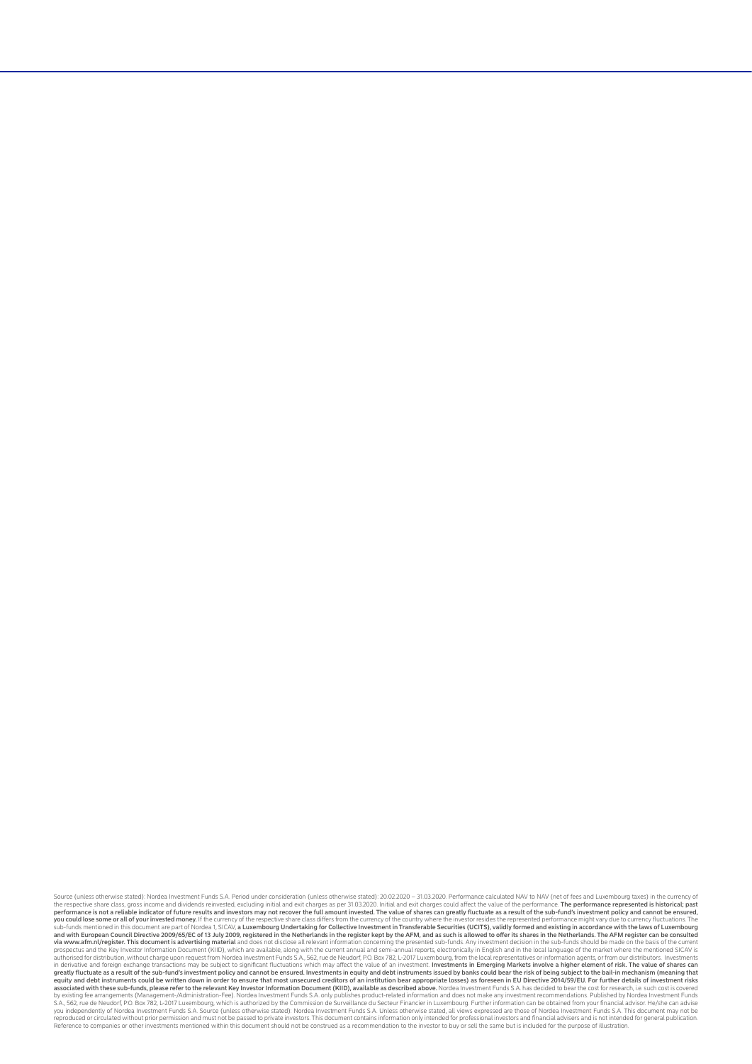Source (unless otherwise stated): Nordea Investment Funds S.A. Period under consideration (unless otherwise stated): 20.02.2020 – 31.03.2020. Performance calculated NAV to NAV (net of fees and Luxembourg taxes) in the currency of the respective share class, gross income and dividends reinvested, excluding initial and exit charges as per 31.03.2020. Initial and exit charges could affect the value of the performance. **The performance represented is historical; past performance is not a reliable indicator of future results and investors may not recover the full amount invested. The value of shares can greatly fluctuate as a result of the sub-fund's investment policy and cannot be ensured, you could lose some or all of your invested money.** If the currency of the respective share class differs from the currency of the country where the investor resides the represented performance might vary due to currency fluctuations. The sub-funds mentioned in this document are part of Nordea 1, SICAV, **a Luxembourg Undertaking for Collective Investment in Transferable Securities (UCITS), validly formed and existing in accordance with the laws of Luxembourg and with European Council Directive 2009/65/EC of 13 July 2009, registered in the Netherlands in the register kept by the AFM, and as such is allowed to offer its shares in the Netherlands. The AFM register can be consulted via www.afm.nl/register. This document is advertising material** and does not disclose all relevant information concerning the presented sub-funds. Any investment decision in the sub-funds should be made on the basis of the current prospectus and the Key Investor Information Document (KIID), which are available, along with the current annual and semi-annual reports, electronically in English and in the local language of the market where the mentioned SICAV is authorised for distribution, without charge upon request from Nordea Investment Funds S.A., 562, rue de Neudorf, P.O. Box 782, L-2017 Luxembourg, from the local representatives or information agents, or from our distributors. Investments in derivative and foreign exchange transactions may be subject to significant fluctuations which may affect the value of an investment. **Investments in Emerging Markets involve a higher element of risk. The value of shares can greatly fluctuate as a result of the sub-fund's investment policy and cannot be ensured. Investments in equity and debt instruments issued by banks could bear the risk of being subject to the bail-in mechanism (meaning that equity and debt instruments could be written down in order to ensure that most unsecured creditors of an institution bear appropriate losses) as foreseen in EU Directive 2014/59/EU. For further details of investment risks associated with these sub-funds, please refer to the relevant Key Investor Information Document (KIID), available as described above.** Nordea Investment Funds S.A. has decided to bear the cost for research, i.e. such cost is covered by existing fee arrangements (Management-/Administration-Fee). Nordea Investment Funds S.A. only publishes product-related information and does not make any investment recommendations. Published by Nordea Investment Funds S.A., 562, rue de Neudorf, P.O. Box 782, L-2017 Luxembourg, which is authorized by the Commission de Surveillance du Secteur Financier in Luxembourg. Further information can be obtained from your financial advisor. He/she can advise you independently of Nordea Investment Funds S.A. Source (unless otherwise stated): Nordea Investment Funds S.A. Unless otherwise stated, all views expressed are those of Nordea Investment Funds S.A. This document may not be reproduced or circulated without prior permission and must not be passed to private investors. This document contains information only intended for professional investors and financial advisers and is not intended for general publication. Reference to companies or other investments mentioned within this document should not be construed as a recommendation to the investor to buy or sell the same but is included for the purpose of illustration.